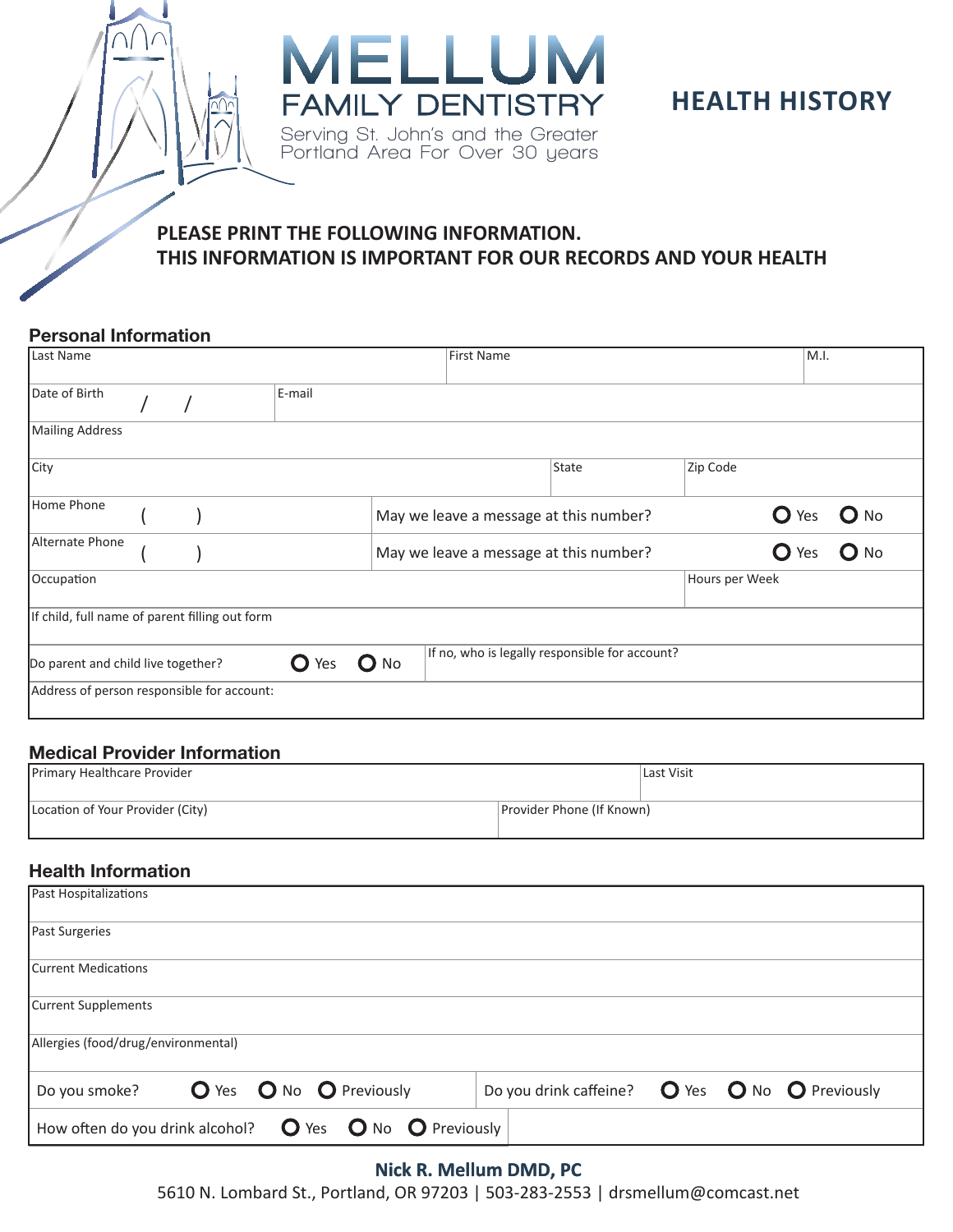# MELLUM FAMILY DENTISTRY

Serving St. John's and the Greater Portland Area For Over 30 years

## HEALTH HISTORY

**PLEASE PRINT THE FOLLOWING INFORMATION.**
**THIS INFORMATION IS IMPORTANT FOR OUR RECORDS AND YOUR HEALTH**

### Personal Information

| Last Name | | First Name | M.I. |
|---|---|---|---|
| Date of Birth / / | E-mail | | |
| Mailing Address | | | |
| City | State | Zip Code | |
| Home Phone ( ) | May we leave a message at this number? | ○ Yes ○ No | |
| Alternate Phone ( ) | May we leave a message at this number? | ○ Yes ○ No | |
| Occupation | | Hours per Week | |
| If child, full name of parent filling out form | | | |
| Do parent and child live together? ○ Yes ○ No | If no, who is legally responsible for account? | | |
| Address of person responsible for account: | | | |

### Medical Provider Information

| Primary Healthcare Provider | Last Visit |
|---|---|
| Location of Your Provider (City) | Provider Phone (If Known) |

### Health Information

| Past Hospitalizations | |
|---|---|
| Past Surgeries | |
| Current Medications | |
| Current Supplements | |
| Allergies (food/drug/environmental) | |
| Do you smoke? ○ Yes ○ No ○ Previously | Do you drink caffeine? ○ Yes ○ No ○ Previously |
| How often do you drink alcohol? ○ Yes ○ No ○ Previously | |

**Nick R. Mellum DMD, PC**
5610 N. Lombard St., Portland, OR 97203 | 503-283-2553 | drsmellum@comcast.net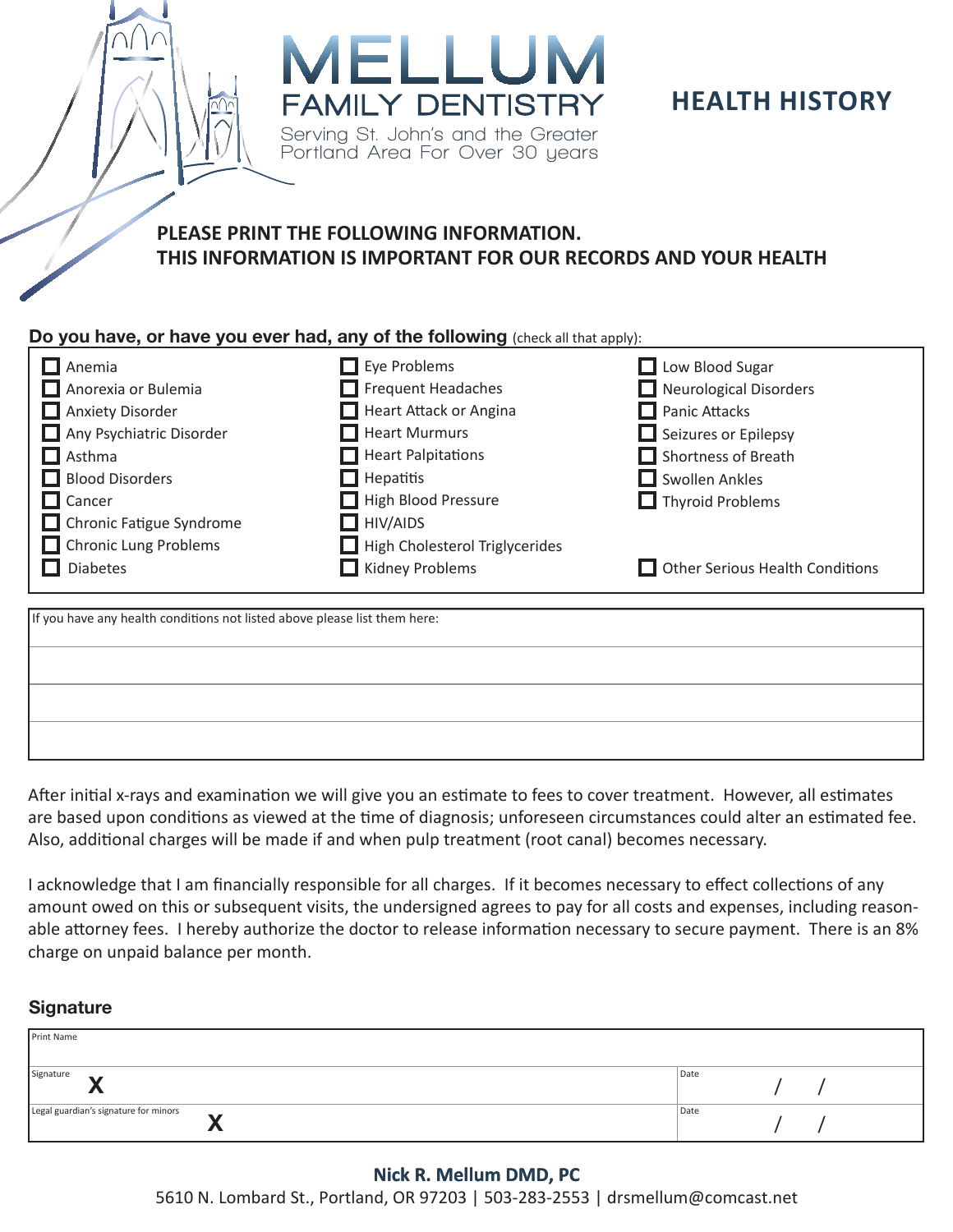# MELLUM FAMILY DENTISTRY

Serving St. John's and the Greater Portland Area For Over 30 years

## HEALTH HISTORY

**PLEASE PRINT THE FOLLOWING INFORMATION.**
**THIS INFORMATION IS IMPORTANT FOR OUR RECORDS AND YOUR HEALTH**

**Do you have, or have you ever had, any of the following** (check all that apply):

- ☐ Anemia
- ☐ Anorexia or Bulemia
- ☐ Anxiety Disorder
- ☐ Any Psychiatric Disorder
- ☐ Asthma
- ☐ Blood Disorders
- ☐ Cancer
- ☐ Chronic Fatigue Syndrome
- ☐ Chronic Lung Problems
- ☐ Diabetes
- ☐ Eye Problems
- ☐ Frequent Headaches
- ☐ Heart Attack or Angina
- ☐ Heart Murmurs
- ☐ Heart Palpitations
- ☐ Hepatitis
- ☐ High Blood Pressure
- ☐ HIV/AIDS
- ☐ High Cholesterol Triglycerides
- ☐ Kidney Problems
- ☐ Low Blood Sugar
- ☐ Neurological Disorders
- ☐ Panic Attacks
- ☐ Seizures or Epilepsy
- ☐ Shortness of Breath
- ☐ Swollen Ankles
- ☐ Thyroid Problems
- ☐ Other Serious Health Conditions

If you have any health conditions not listed above please list them here:

_______________________________________________

_______________________________________________

_______________________________________________

After initial x-rays and examination we will give you an estimate to fees to cover treatment. However, all estimates are based upon conditions as viewed at the time of diagnosis; unforeseen circumstances could alter an estimated fee. Also, additional charges will be made if and when pulp treatment (root canal) becomes necessary.

I acknowledge that I am financially responsible for all charges. If it becomes necessary to effect collections of any amount owed on this or subsequent visits, the undersigned agrees to pay for all costs and expenses, including reasonable attorney fees. I hereby authorize the doctor to release information necessary to secure payment. There is an 8% charge on unpaid balance per month.

### Signature

| | |
|---|---|
| Print Name | |
| Signature **X** | Date / / |
| Legal guardian's signature for minors **X** | Date / / |

**Nick R. Mellum DMD, PC**
5610 N. Lombard St., Portland, OR 97203 | 503-283-2553 | drsmellum@comcast.net